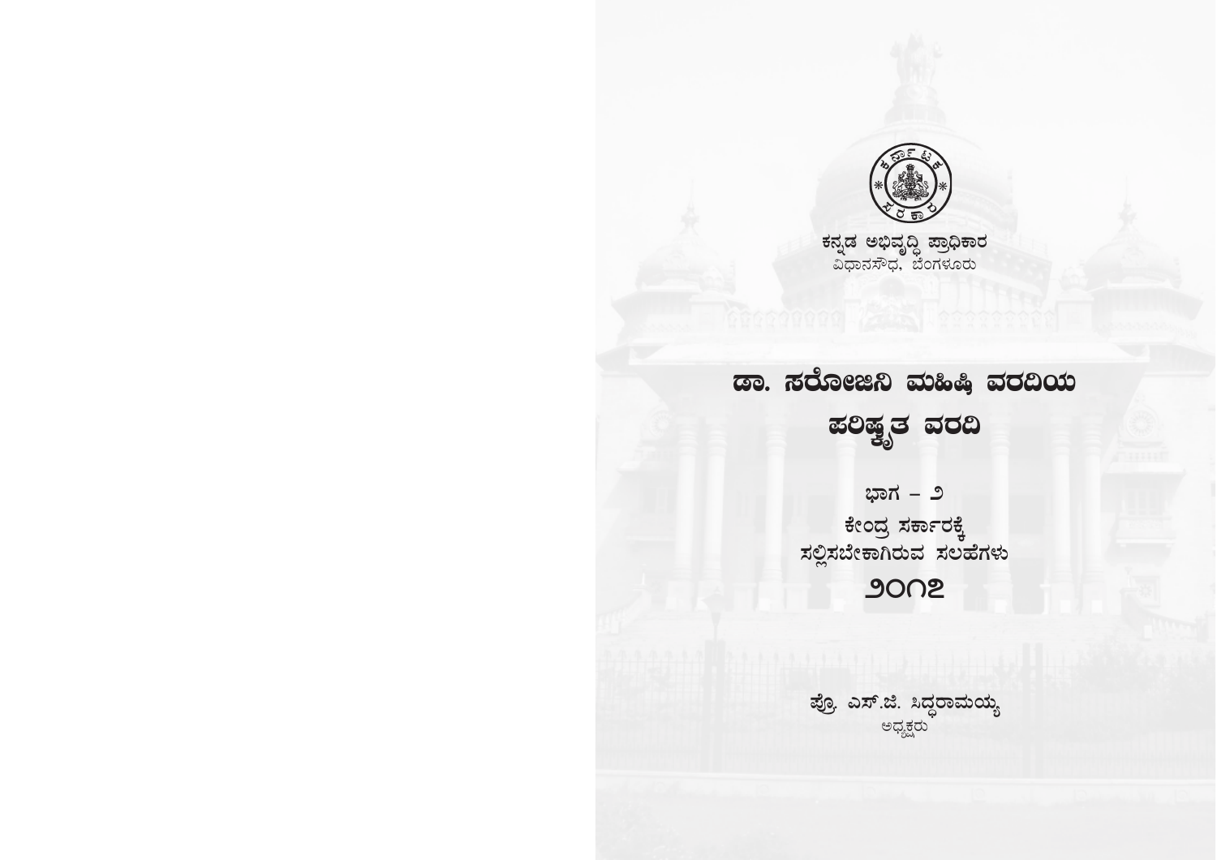ಕನ್ನಡ ಅಭಿವೃದ್ಧಿ ಪ್ರಾಧಿಕಾರ
ವಿಧಾನಸೌಧ, ಬೆಂಗಳೂರು

# ಡಾ. ಸರೋಜಿನಿ ಮಹಿಷಿ ವರದಿಯ

# ಪರಿಷ್ಕೃತ ವರದಿ

## ಭಾಗ – ೨

## ಕೇಂದ್ರ ಸರ್ಕಾರಕ್ಕೆ ಸಲ್ಲಿಸಬೇಕಾಗಿರುವ ಸಲಹೆಗಳು

## ೨೦೧೭

**ಪ್ರೊ. ಎಸ್.ಜಿ. ಸಿದ್ಧರಾಮಯ್ಯ**
ಅಧ್ಯಕ್ಷರು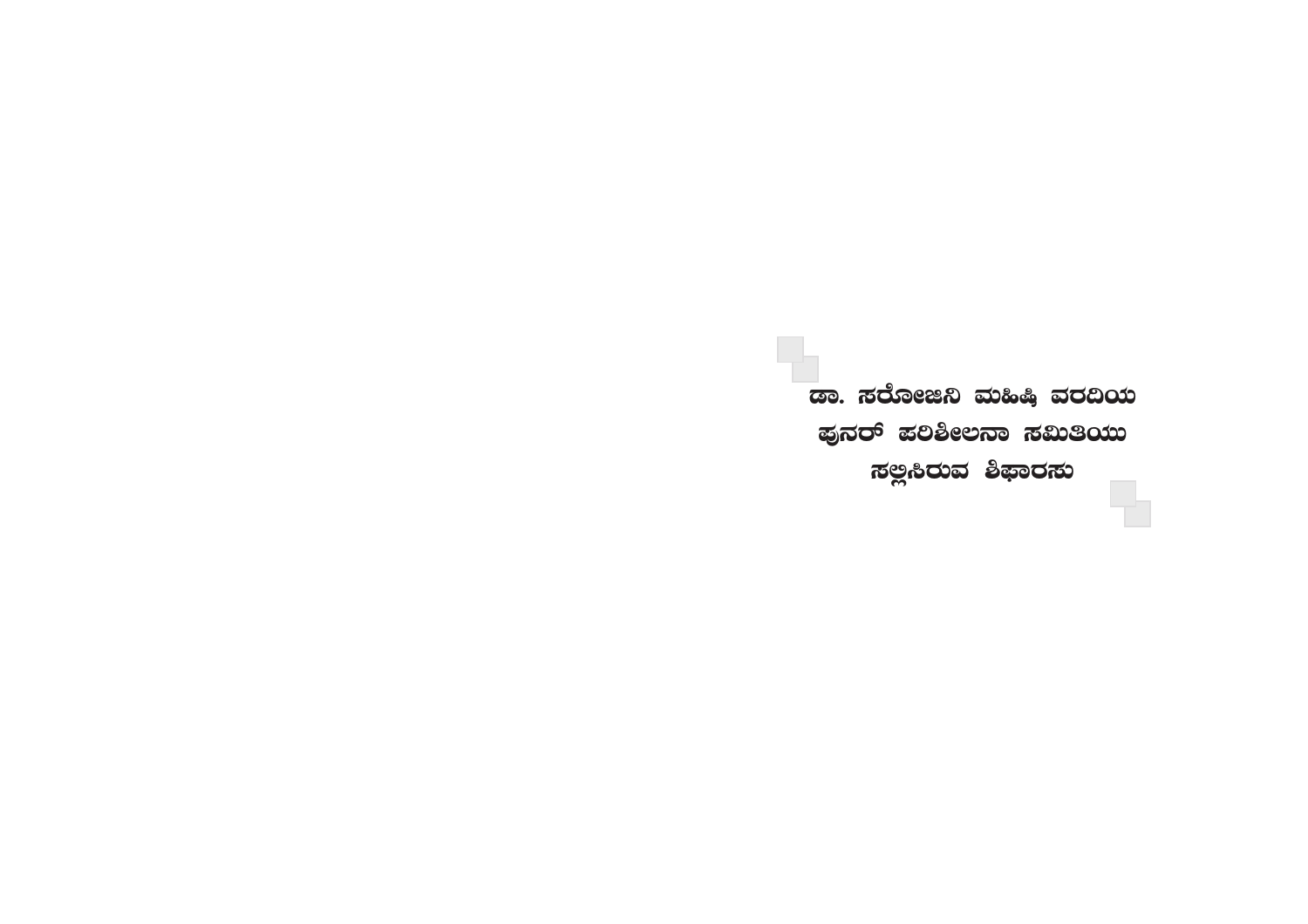# ಡಾ. ಸರೋಜಿನಿ ಮಹಿಷಿ ವರದಿಯ ಪುನರ್ ಪರಿಶೀಲನಾ ಸಮಿತಿಯು ಸಲ್ಲಿಸಿರುವ ಶಿಫಾರಸು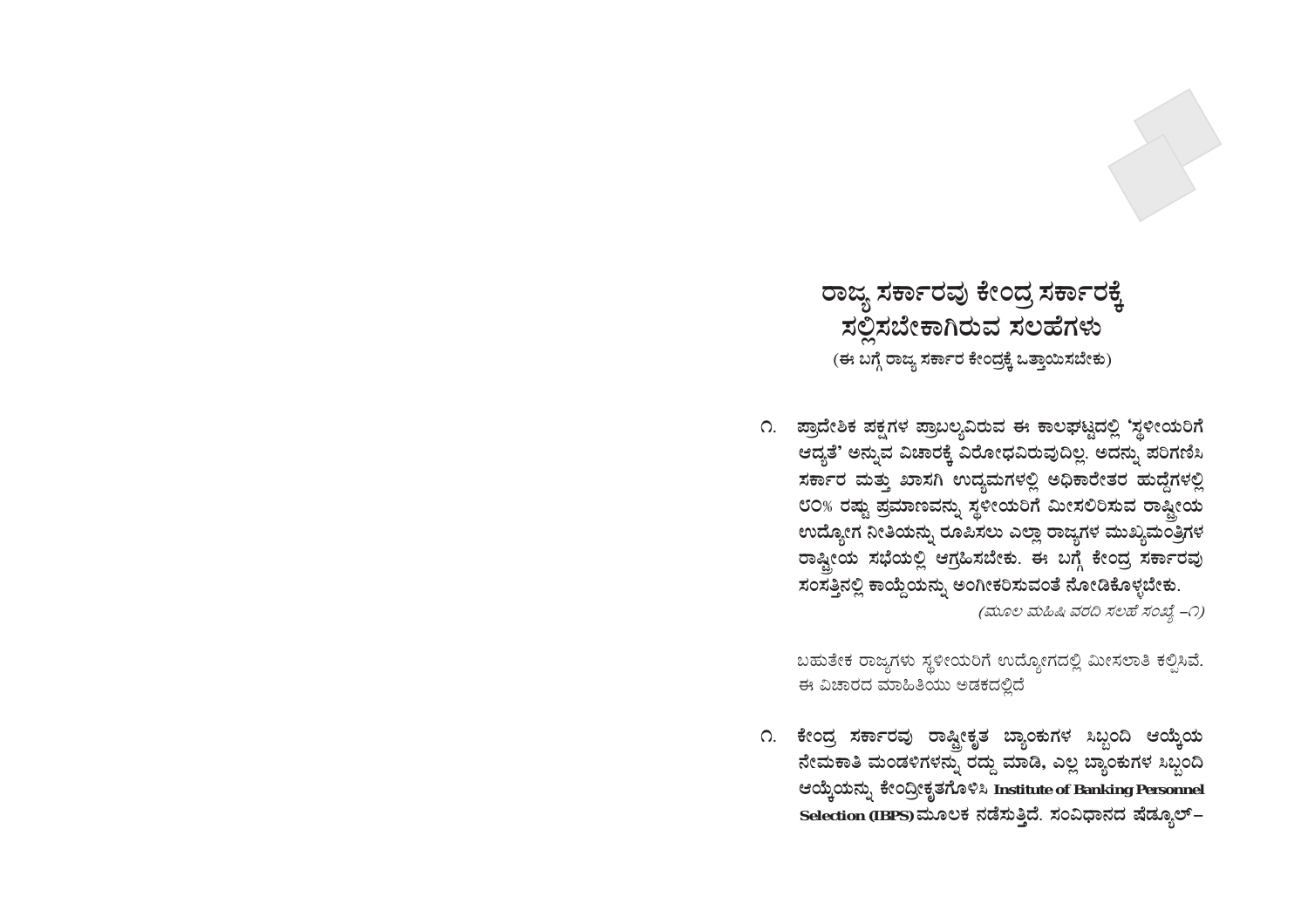## ರಾಜ್ಯ ಸರ್ಕಾರವು ಕೇಂದ್ರ ಸರ್ಕಾರಕ್ಕೆ ಸಲ್ಲಿಸಬೇಕಾಗಿರುವ ಸಲಹೆಗಳು

**(ಈ ಬಗ್ಗೆ ರಾಜ್ಯ ಸರ್ಕಾರ ಕೇಂದ್ರಕ್ಕೆ ಒತ್ತಾಯಿಸಬೇಕು)**

**೧. ಪ್ರಾದೇಶಿಕ ಪಕ್ಷಗಳ ಪ್ರಾಬಲ್ಯವಿರುವ ಈ ಕಾಲಘಟ್ಟದಲ್ಲಿ 'ಸ್ಥಳೀಯರಿಗೆ ಆದ್ಯತೆ' ಅನ್ನುವ ವಿಚಾರಕ್ಕೆ ವಿರೋಧವಿರುವುದಿಲ್ಲ. ಅದನ್ನು ಪರಿಗಣಿಸಿ ಸರ್ಕಾರ ಮತ್ತು ಖಾಸಗಿ ಉದ್ಯಮಗಳಲ್ಲಿ ಅಧಿಕಾರೇತರ ಹುದ್ದೆಗಳಲ್ಲಿ ೮೦% ರಷ್ಟು ಪ್ರಮಾಣವನ್ನು ಸ್ಥಳೀಯರಿಗೆ ಮೀಸಲಿರಿಸುವ ರಾಷ್ಟ್ರೀಯ ಉದ್ಯೋಗ ನೀತಿಯನ್ನು ರೂಪಿಸಲು ಎಲ್ಲಾ ರಾಜ್ಯಗಳ ಮುಖ್ಯಮಂತ್ರಿಗಳ ರಾಷ್ಟ್ರೀಯ ಸಭೆಯಲ್ಲಿ ಆಗ್ರಹಿಸಬೇಕು. ಈ ಬಗ್ಗೆ ಕೇಂದ್ರ ಸರ್ಕಾರವು ಸಂಸತ್ತಿನಲ್ಲಿ ಕಾಯ್ದೆಯನ್ನು ಅಂಗೀಕರಿಸುವಂತೆ ನೋಡಿಕೊಳ್ಳಬೇಕು.**

*(ಮೂಲ ಮಹಿಷಿ ವರದಿ ಸಲಹೆ ಸಂಖ್ಯೆ –೧)*

ಬಹುತೇಕ ರಾಜ್ಯಗಳು ಸ್ಥಳೀಯರಿಗೆ ಉದ್ಯೋಗದಲ್ಲಿ ಮೀಸಲಾತಿ ಕಲ್ಪಿಸಿವೆ. ಈ ವಿಚಾರದ ಮಾಹಿತಿಯು ಅಡಕದಲ್ಲಿದೆ

**೧. ಕೇಂದ್ರ ಸರ್ಕಾರವು ರಾಷ್ಟ್ರೀಕೃತ ಬ್ಯಾಂಕುಗಳ ಸಿಬ್ಬಂದಿ ಆಯ್ಕೆಯ ನೇಮಕಾತಿ ಮಂಡಳಿಗಳನ್ನು ರದ್ದು ಮಾಡಿ, ಎಲ್ಲ ಬ್ಯಾಂಕುಗಳ ಸಿಬ್ಬಂದಿ ಆಯ್ಕೆಯನ್ನು ಕೇಂದ್ರೀಕೃತಗೊಳಿಸಿ Institute of Banking Personnel Selection (IBPS) ಮೂಲಕ ನಡೆಸುತ್ತಿದೆ. ಸಂವಿಧಾನದ ಷೆಡ್ಯೂಲ್–**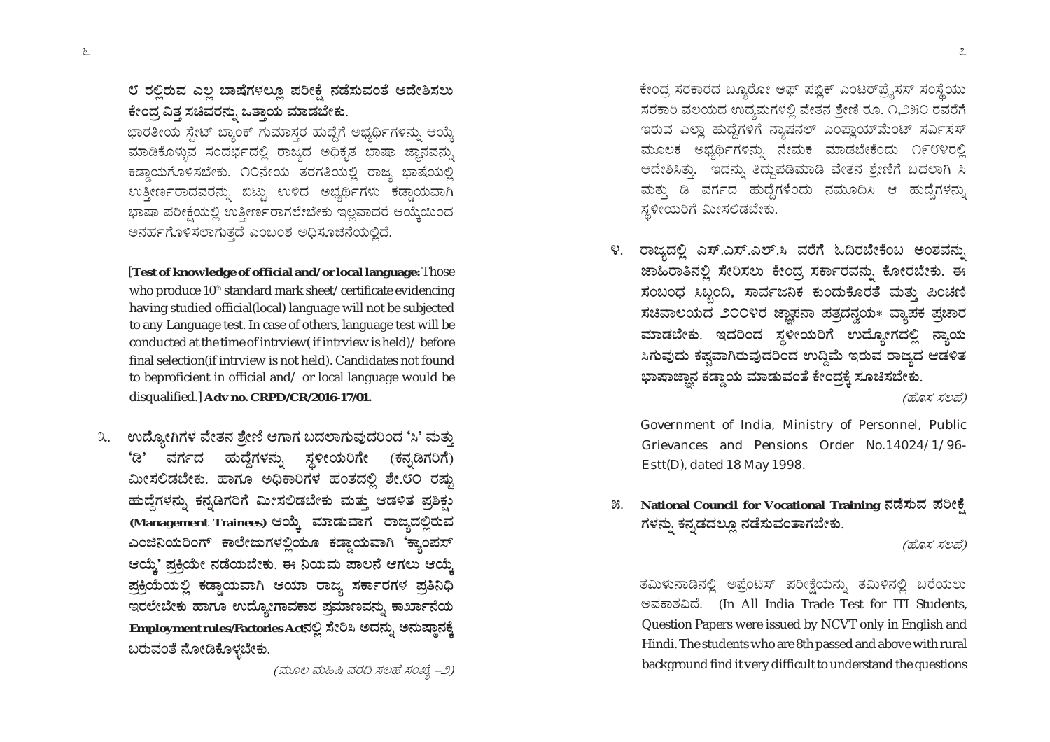**೮ ರಲ್ಲಿರುವ ಎಲ್ಲ ಬಾಷೆಗಳಲ್ಲೂ ಪರೀಕ್ಷೆ ನಡೆಸುವಂತೆ ಆದೇಶಿಸಲು ಕೇಂದ್ರ ವಿತ್ತ ಸಚಿವರನ್ನು ಒತ್ತಾಯ ಮಾಡಬೇಕು.**

ಭಾರತೀಯ ಸ್ಟೇಟ್ ಬ್ಯಾಂಕ್ ಗುಮಾಸ್ತರ ಹುದ್ದೆಗೆ ಅಭ್ಯರ್ಥಿಗಳನ್ನು ಆಯ್ಕೆ ಮಾಡಿಕೊಳ್ಳುವ ಸಂದರ್ಭದಲ್ಲಿ ರಾಜ್ಯದ ಅಧಿಕೃತ ಭಾಷಾ ಜ್ಞಾನವನ್ನು ಕಡ್ಡಾಯಗೊಳಿಸಬೇಕು. ೧೦ನೇಯ ತರಗತಿಯಲ್ಲಿ ರಾಜ್ಯ ಭಾಷೆಯಲ್ಲಿ ಉತ್ತೀರ್ಣರಾದವರನ್ನು ಬಿಟ್ಟು ಉಳಿದ ಅಭ್ಯರ್ಥಿಗಳು ಕಡ್ಡಾಯವಾಗಿ ಭಾಷಾ ಪರೀಕ್ಷೆಯಲ್ಲಿ ಉತ್ತೀರ್ಣರಾಗಲೇಬೇಕು ಇಲ್ಲವಾದರೆ ಆಯ್ಕೆಯಿಂದ ಅನರ್ಹಗೊಳಿಸಲಾಗುತ್ತದೆ ಎಂಬಂಶ ಅಧಿಸೂಚನೆಯಲ್ಲಿದೆ.

[**Test of knowledge of official and/or local language:** Those who produce 10th standard mark sheet/certificate evidencing having studied official(local) language will not be subjected to any Language test. In case of others, language test will be conducted at the time of intrview( if intrview is held)/ before final selection(if intrview is not held). Candidates not found to beproficient in official and/ or local language would be disqualified.] **Adv no. CRPD/CR/2016-17/01.**

೩. **ಉದ್ಯೋಗಿಗಳ ವೇತನ ಶ್ರೇಣಿ ಆಗಾಗ ಬದಲಾಗುವುದರಿಂದ 'ಸಿ' ಮತ್ತು 'ಡಿ' ವರ್ಗದ ಹುದ್ದೆಗಳನ್ನು ಸ್ಥಳೀಯರಿಗೇ (ಕನ್ನಡಿಗರಿಗೆ) ಮೀಸಲಿಡಬೇಕು. ಹಾಗೂ ಅಧಿಕಾರಿಗಳ ಹಂತದಲ್ಲಿ ಶೇ.೮೦ ರಷ್ಟು ಹುದ್ದೆಗಳನ್ನು ಕನ್ನಡಿಗರಿಗೆ ಮೀಸಲಿಡಬೇಕು ಮತ್ತು ಆಡಳಿತ ಪ್ರಶಿಕ್ಷು (Management Trainees) ಆಯ್ಕೆ ಮಾಡುವಾಗ ರಾಜ್ಯದಲ್ಲಿರುವ ಎಂಜಿನಿಯರಿಂಗ್ ಕಾಲೇಜುಗಳಲ್ಲಿಯೂ ಕಡ್ಡಾಯವಾಗಿ 'ಕ್ಯಾಂಪಸ್ ಆಯ್ಕೆ' ಪ್ರಕ್ರಿಯೇ ನಡೆಯಬೇಕು. ಈ ನಿಯಮ ಪಾಲನೆ ಆಗಲು ಆಯ್ಕೆ ಪ್ರಕ್ರಿಯೆಯಲ್ಲಿ ಕಡ್ಡಾಯವಾಗಿ ಆಯಾ ರಾಜ್ಯ ಸರ್ಕಾರಗಳ ಪ್ರತಿನಿಧಿ ಇರಲೇಬೇಕು ಹಾಗೂ ಉದ್ಯೋಗಾವಕಾಶ ಪ್ರಮಾಣವನ್ನು ಕಾರ್ಖಾನೆಯ Employment rules/Factories Actನಲ್ಲಿ ಸೇರಿಸಿ ಅದನ್ನು ಅನುಷ್ಠಾನಕ್ಕೆ ಬರುವಂತೆ ನೋಡಿಕೊಳ್ಳಬೇಕು.**

*(ಮೂಲ ಮಹಿಷಿ ವರದಿ ಸಲಹೆ ಸಂಖ್ಯೆ –೨)*

ಕೇಂದ್ರ ಸರಕಾರದ ಬ್ಯೂರೋ ಆಫ್ ಪಬ್ಲಿಕ್ ಎಂಟರ್‌ಪ್ರೈಸಸ್ ಸಂಸ್ಥೆಯು ಸರಕಾರಿ ವಲಯದ ಉದ್ಯಮಗಳಲ್ಲಿ ವೇತನ ಶ್ರೇಣಿ ರೂ. ೧,೨೫೦ ರವರೆಗೆ ಇರುವ ಎಲ್ಲಾ ಹುದ್ದೆಗಳಿಗೆ ನ್ಯಾಷನಲ್ ಎಂಪ್ಲಾಯ್‌ಮೆಂಟ್ ಸರ್ವಿಸಸ್ ಮೂಲಕ ಅಭ್ಯರ್ಥಿಗಳನ್ನು ನೇಮಕ ಮಾಡಬೇಕೆಂದು ೧೯೮೪ರಲ್ಲಿ ಆದೇಶಿಸಿತ್ತು. ಇದನ್ನು ತಿದ್ದುಪಡಿಮಾಡಿ ವೇತನ ಶ್ರೇಣಿಗೆ ಬದಲಾಗಿ ಸಿ ಮತ್ತು ಡಿ ವರ್ಗದ ಹುದ್ದೆಗಳೆಂದು ನಮೂದಿಸಿ ಆ ಹುದ್ದೆಗಳನ್ನು ಸ್ಥಳೀಯರಿಗೆ ಮೀಸಲಿಡಬೇಕು.

೪. **ರಾಜ್ಯದಲ್ಲಿ ಎಸ್.ಎಸ್.ಎಲ್.ಸಿ ವರೆಗೆ ಓದಿರಬೇಕೆಂಬ ಅಂಶವನ್ನು ಜಾಹಿರಾತಿನಲ್ಲಿ ಸೇರಿಸಲು ಕೇಂದ್ರ ಸರ್ಕಾರವನ್ನು ಕೋರಬೇಕು. ಈ ಸಂಬಂಧ ಸಿಬ್ಬಂದಿ, ಸಾರ್ವಜನಿಕ ಕುಂದುಕೊರತೆ ಮತ್ತು ಪಿಂಚಣಿ ಸಚಿವಾಲಯದ ೨೦೦೪ರ ಜ್ಞಾಪನಾ ಪತ್ರದನ್ವಯ* ವ್ಯಾಪಕ ಪ್ರಚಾರ ಮಾಡಬೇಕು. ಇದರಿಂದ ಸ್ಥಳೀಯರಿಗೆ ಉದ್ಯೋಗದಲ್ಲಿ ನ್ಯಾಯ ಸಿಗುವುದು ಕಷ್ಟವಾಗಿರುವುದರಿಂದ ಉದ್ದಿಮೆ ಇರುವ ರಾಜ್ಯದ ಆಡಳಿತ ಭಾಷಾಜ್ಞಾನ ಕಡ್ಡಾಯ ಮಾಡುವಂತೆ ಕೇಂದ್ರಕ್ಕೆ ಸೂಚಿಸಬೇಕು.**

*(ಹೊಸ ಸಲಹೆ)*

Government of India, Ministry of Personnel, Public Grievances and Pensions Order No.14024/1/96-Estt(D), dated 18 May 1998.

೫. **National Council for Vocational Training ನಡೆಸುವ ಪರೀಕ್ಷೆಗಳನ್ನು ಕನ್ನಡದಲ್ಲೂ ನಡೆಸುವಂತಾಗಬೇಕು.**

*(ಹೊಸ ಸಲಹೆ)*

ತಮಿಳುನಾಡಿನಲ್ಲಿ ಅಪ್ರೆಂಟಿಸ್ ಪರೀಕ್ಷೆಯನ್ನು ತಮಿಳಿನಲ್ಲಿ ಬರೆಯಲು ಅವಕಾಶವಿದೆ. (In All India Trade Test for ITI Students, Question Papers were issued by NCVT only in English and Hindi. The students who are 8th passed and above with rural background find it very difficult to understand the questions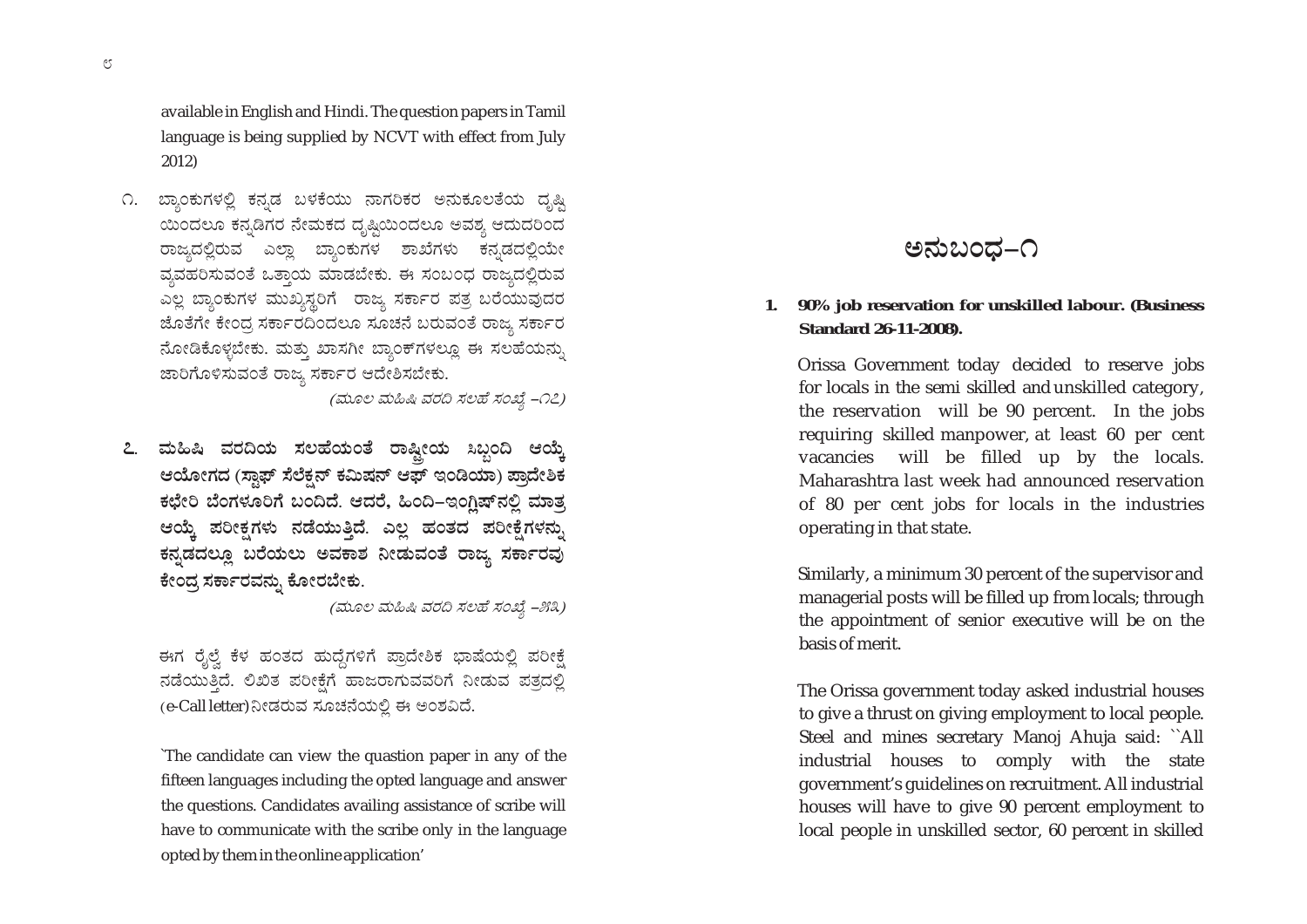available in English and Hindi. The question papers in Tamil language is being supplied by NCVT with effect from July 2012)

೧. ಬ್ಯಾಂಕುಗಳಲ್ಲಿ ಕನ್ನಡ ಬಳಕೆಯು ನಾಗರಿಕರ ಅನುಕೂಲತೆಯ ದೃಷ್ಟಿಯಿಂದಲೂ ಕನ್ನಡಿಗರ ನೇಮಕದ ದೃಷ್ಟಿಯಿಂದಲೂ ಅವಶ್ಯ ಆದುದರಿಂದ ರಾಜ್ಯದಲ್ಲಿರುವ ಎಲ್ಲಾ ಬ್ಯಾಂಕುಗಳ ಶಾಖೆಗಳು ಕನ್ನಡದಲ್ಲಿಯೇ ವ್ಯವಹರಿಸುವಂತೆ ಒತ್ತಾಯ ಮಾಡಬೇಕು. ಈ ಸಂಬಂಧ ರಾಜ್ಯದಲ್ಲಿರುವ ಎಲ್ಲ ಬ್ಯಾಂಕುಗಳ ಮುಖ್ಯಸ್ಥರಿಗೆ ರಾಜ್ಯ ಸರ್ಕಾರ ಪತ್ರ ಬರೆಯುವುದರ ಜೊತೆಗೇ ಕೇಂದ್ರ ಸರ್ಕಾರದಿಂದಲೂ ಸೂಚನೆ ಬರುವಂತೆ ರಾಜ್ಯ ಸರ್ಕಾರ ನೋಡಿಕೊಳ್ಳಬೇಕು. ಮತ್ತು ಖಾಸಗೀ ಬ್ಯಾಂಕ್‌ಗಳಲ್ಲೂ ಈ ಸಲಹೆಯನ್ನು ಜಾರಿಗೊಳಿಸುವಂತೆ ರಾಜ್ಯ ಸರ್ಕಾರ ಆದೇಶಿಸಬೇಕು.

*(ಮೂಲ ಮಹಿಷಿ ವರದಿ ಸಲಹೆ ಸಂಖ್ಯೆ –೧೭)*

**೭. ಮಹಿಷಿ ವರದಿಯ ಸಲಹೆಯಂತೆ ರಾಷ್ಟ್ರೀಯ ಸಿಬ್ಬಂದಿ ಆಯ್ಕೆ ಆಯೋಗದ (ಸ್ಟಾಫ್ ಸೆಲೆಕ್ಷನ್ ಕಮಿಷನ್ ಆಫ್ ಇಂಡಿಯಾ) ಪ್ರಾದೇಶಿಕ ಕಛೇರಿ ಬೆಂಗಳೂರಿಗೆ ಬಂದಿದೆ. ಆದರೆ, ಹಿಂದಿ–ಇಂಗ್ಲಿಷ್‌ನಲ್ಲಿ ಮಾತ್ರ ಆಯ್ಕೆ ಪರೀಕ್ಷೆಗಳು ನಡೆಯುತ್ತಿದೆ. ಎಲ್ಲ ಹಂತದ ಪರೀಕ್ಷೆಗಳನ್ನು ಕನ್ನಡದಲ್ಲೂ ಬರೆಯಲು ಅವಕಾಶ ನೀಡುವಂತೆ ರಾಜ್ಯ ಸರ್ಕಾರವು ಕೇಂದ್ರ ಸರ್ಕಾರವನ್ನು ಕೋರಬೇಕು.**

*(ಮೂಲ ಮಹಿಷಿ ವರದಿ ಸಲಹೆ ಸಂಖ್ಯೆ –೫೩)*

ಈಗ ರೈಲ್ವೆ ಕೆಳ ಹಂತದ ಹುದ್ದೆಗಳಿಗೆ ಪ್ರಾದೇಶಿಕ ಭಾಷೆಯಲ್ಲಿ ಪರೀಕ್ಷೆ ನಡೆಯುತ್ತಿದೆ. ಲಿಖಿತ ಪರೀಕ್ಷೆಗೆ ಹಾಜರಾಗುವವರಿಗೆ ನೀಡುವ ಪತ್ರದಲ್ಲಿ (e-Call letter) ನೀಡರುವ ಸೂಚನೆಯಲ್ಲಿ ಈ ಅಂಶವಿದೆ.

'The candidate can view the quastion paper in any of the fifteen languages including the opted language and answer the questions. Candidates availing assistance of scribe will have to communicate with the scribe only in the language opted by them in the online application'

## ಅನುಬಂಧ–೧

**1. 90% job reservation for unskilled labour. (Business Standard 26-11-2008).**

Orissa Government today decided to reserve jobs for locals in the semi skilled and unskilled category, the reservation will be 90 percent. In the jobs requiring skilled manpower, at least 60 per cent vacancies will be filled up by the locals. Maharashtra last week had announced reservation of 80 per cent jobs for locals in the industries operating in that state.

Similarly, a minimum 30 percent of the supervisor and managerial posts will be filled up from locals; through the appointment of senior executive will be on the basis of merit.

The Orissa government today asked industrial houses to give a thrust on giving employment to local people. Steel and mines secretary Manoj Ahuja said: ``All industrial houses to comply with the state government's guidelines on recruitment. All industrial houses will have to give 90 percent employment to local people in unskilled sector, 60 percent in skilled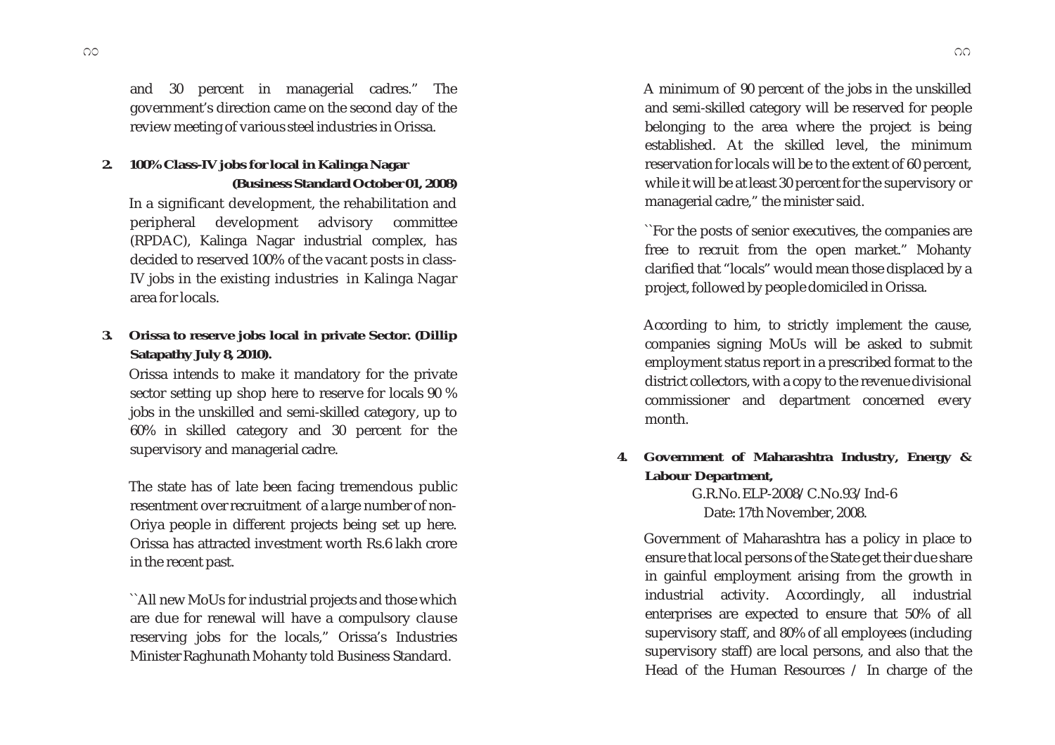and 30 percent in managerial cadres." The government's direction came on the second day of the review meeting of various steel industries in Orissa.

**2. 100% Class-IV jobs for local in Kalinga Nagar**

**(Business Standard October 01, 2008)**

In a significant development, the rehabilitation and peripheral development advisory committee (RPDAC), Kalinga Nagar industrial complex, has decided to reserved 100% of the vacant posts in class-IV jobs in the existing industries in Kalinga Nagar area for locals.

**3. Orissa to reserve jobs local in private Sector. (Dillip Satapathy July 8, 2010).**

Orissa intends to make it mandatory for the private sector setting up shop here to reserve for locals 90 % jobs in the unskilled and semi-skilled category, up to 60% in skilled category and 30 percent for the supervisory and managerial cadre.

The state has of late been facing tremendous public resentment over recruitment of a large number of non-Oriya people in different projects being set up here. Orissa has attracted investment worth Rs.6 lakh crore in the recent past.

``All new MoUs for industrial projects and those which are due for renewal will have a compulsory clause reserving jobs for the locals," Orissa's Industries Minister Raghunath Mohanty told Business Standard.

A minimum of 90 percent of the jobs in the unskilled and semi-skilled category will be reserved for people belonging to the area where the project is being established. At the skilled level, the minimum reservation for locals will be to the extent of 60 percent, while it will be at least 30 percent for the supervisory or managerial cadre," the minister said.

``For the posts of senior executives, the companies are free to recruit from the open market." Mohanty clarified that "locals" would mean those displaced by a project, followed by people domiciled in Orissa.

According to him, to strictly implement the cause, companies signing MoUs will be asked to submit employment status report in a prescribed format to the district collectors, with a copy to the revenue divisional commissioner and department concerned every month.

**4. Government of Maharashtra Industry, Energy & Labour Department,**

G.R.No. ELP-2008/C.No.93/Ind-6

Date: 17th November, 2008.

Government of Maharashtra has a policy in place to ensure that local persons of the State get their due share in gainful employment arising from the growth in industrial activity. Accordingly, all industrial enterprises are expected to ensure that 50% of all supervisory staff, and 80% of all employees (including supervisory staff) are local persons, and also that the Head of the Human Resources / In charge of the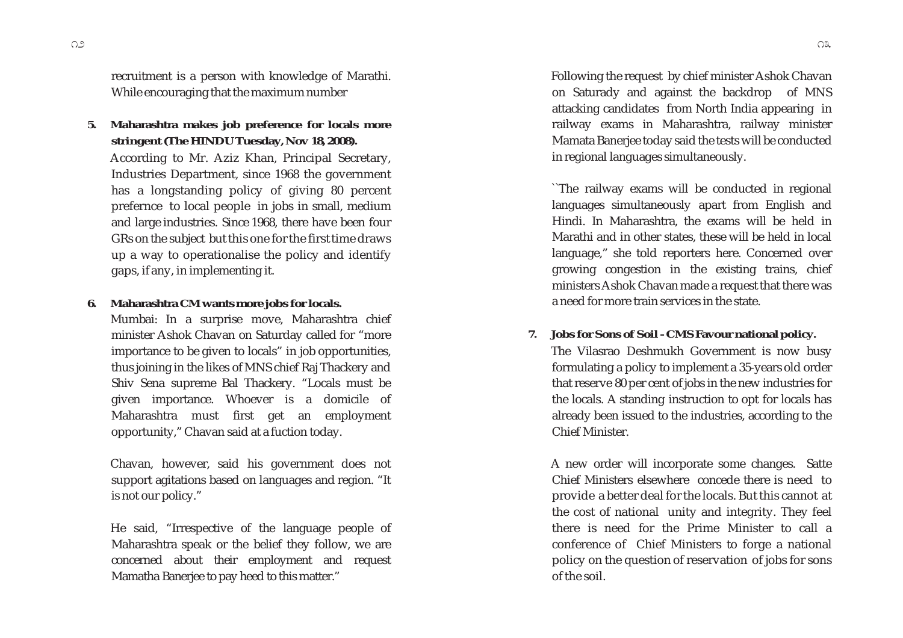recruitment is a person with knowledge of Marathi. While encouraging that the maximum number

5. **Maharashtra makes job preference for locals more stringent (The HINDU Tuesday, Nov 18, 2008).**

   According to Mr. Aziz Khan, Principal Secretary, Industries Department, since 1968 the government has a longstanding policy of giving 80 percent prefernce to local people in jobs in small, medium and large industries. Since 1968, there have been four GRs on the subject but this one for the first time draws up a way to operationalise the policy and identify gaps, if any, in implementing it.

6. **Maharashtra CM wants more jobs for locals.**

   Mumbai: In a surprise move, Maharashtra chief minister Ashok Chavan on Saturday called for "more importance to be given to locals" in job opportunities, thus joining in the likes of MNS chief Raj Thackery and Shiv Sena supreme Bal Thackery. "Locals must be given importance. Whoever is a domicile of Maharashtra must first get an employment opportunity," Chavan said at a fuction today.

   Chavan, however, said his government does not support agitations based on languages and region. "It is not our policy."

   He said, "Irrespective of the language people of Maharashtra speak or the belief they follow, we are concerned about their employment and request Mamatha Banerjee to pay heed to this matter."

   Following the request by chief minister Ashok Chavan on Saturady and against the backdrop of MNS attacking candidates from North India appearing in railway exams in Maharashtra, railway minister Mamata Banerjee today said the tests will be conducted in regional languages simultaneously.

   ``The railway exams will be conducted in regional languages simultaneously apart from English and Hindi. In Maharashtra, the exams will be held in Marathi and in other states, these will be held in local language," she told reporters here. Concerned over growing congestion in the existing trains, chief ministers Ashok Chavan made a request that there was a need for more train services in the state.

7. **Jobs for Sons of Soil - CMS Favour national policy.**

   The Vilasrao Deshmukh Government is now busy formulating a policy to implement a 35-years old order that reserve 80 per cent of jobs in the new industries for the locals. A standing instruction to opt for locals has already been issued to the industries, according to the Chief Minister.

   A new order will incorporate some changes. Satte Chief Ministers elsewhere concede there is need to provide a better deal for the locals. But this cannot at the cost of national unity and integrity. They feel there is need for the Prime Minister to call a conference of Chief Ministers to forge a national policy on the question of reservation of jobs for sons of the soil.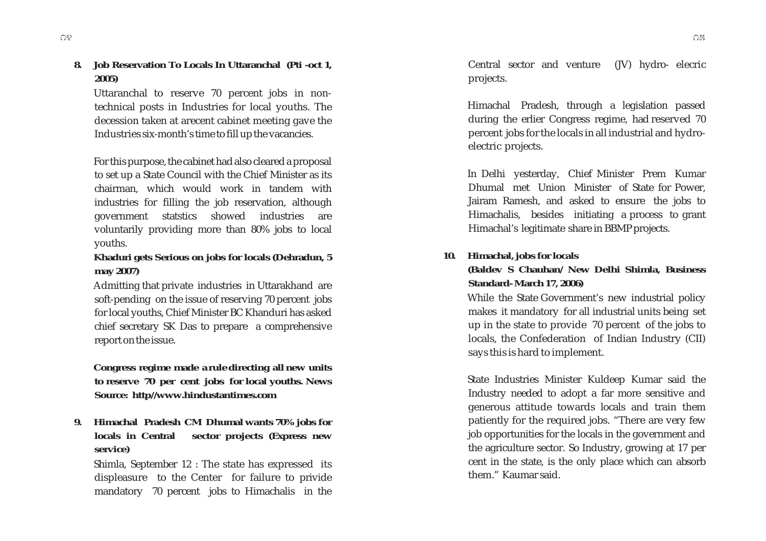**8. Job Reservation To Locals In Uttaranchal (Pti -oct 1, 2005)**

Uttaranchal to reserve 70 percent jobs in non-technical posts in Industries for local youths. The decession taken at arecent cabinet meeting gave the Industries six-month's time to fill up the vacancies.

For this purpose, the cabinet had also cleared a proposal to set up a State Council with the Chief Minister as its chairman, which would work in tandem with industries for filling the job reservation, although government statstics showed industries are voluntarily providing more than 80% jobs to local youths.

**Khaduri gets Serious on jobs for locals (Dehradun, 5 may 2007)**

Admitting that private industries in Uttarakhand are soft-pending on the issue of reserving 70 percent jobs for local youths, Chief Minister BC Khanduri has asked chief secretary SK Das to prepare a comprehensive report on the issue.

**Congress regime made a rule directing all new units to reserve 70 per cent jobs for local youths. News Source: http//www.hindustantimes.com**

**9. Himachal Pradesh CM Dhumal wants 70% jobs for locals in Central sector projects (Express new service)**

Shimla, September 12 : The state has expressed its displeasure to the Center for failure to privide mandatory 70 percent jobs to Himachalis in the Central sector and venture (JV) hydro- elecric projects.

Himachal Pradesh, through a legislation passed during the erlier Congress regime, had reserved 70 percent jobs for the locals in all industrial and hydro-electric projects.

In Delhi yesterday, Chief Minister Prem Kumar Dhumal met Union Minister of State for Power, Jairam Ramesh, and asked to ensure the jobs to Himachalis, besides initiating a process to grant Himachal's legitimate share in BBMP projects.

**10. Himachal, jobs for locals**
**(Baldev S Chauhan/ New Delhi Shimla, Business Standard- March 17, 2006)**

While the State Government's new industrial policy makes it mandatory for all industrial units being set up in the state to provide 70 percent of the jobs to locals, the Confederation of Indian Industry (CII) says this is hard to implement.

State Industries Minister Kuldeep Kumar said the Industry needed to adopt a far more sensitive and generous attitude towards locals and train them patiently for the required jobs. "There are very few job opportunities for the locals in the government and the agriculture sector. So Industry, growing at 17 per cent in the state, is the only place which can absorb them." Kaumar said.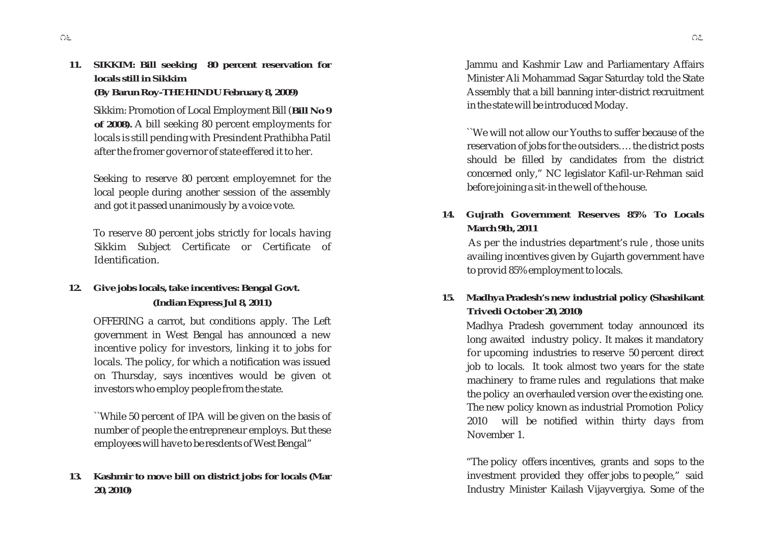**11. SIKKIM: Bill seeking 80 percent reservation for locals still in Sikkim**
**(By Barun Roy-THE HINDU February 8, 2009)**

Sikkim: Promotion of Local Employment Bill (**Bill No 9 of 2008).** A bill seeking 80 percent employments for locals is still pending with Presindent Prathibha Patil after the fromer governor of state effered it to her.

Seeking to reserve 80 percent employemnet for the local people during another session of the assembly and got it passed unanimously by a voice vote.

To reserve 80 percent jobs strictly for locals having Sikkim Subject Certificate or Certificate of Identification.

**12. Give jobs locals, take incentives: Bengal Govt. (Indian Express Jul 8, 2011)**

OFFERING a carrot, but conditions apply. The Left government in West Bengal has announced a new incentive policy for investors, linking it to jobs for locals. The policy, for which a notification was issued on Thursday, says incentives would be given ot investors who employ people from the state.

``While 50 percent of IPA will be given on the basis of number of people the entrepreneur employs. But these employees will have to be resdents of West Bengal"

**13. Kashmir to move bill on district jobs for locals (Mar 20, 2010)**

Jammu and Kashmir Law and Parliamentary Affairs Minister Ali Mohammad Sagar Saturday told the State Assembly that a bill banning inter-district recruitment in the state will be introduced Moday.

``We will not allow our Youths to suffer because of the reservation of jobs for the outsiders…. the district posts should be filled by candidates from the district concerned only," NC legislator Kafil-ur-Rehman said before joining a sit-in the well of the house.

**14. Gujrath Government Reserves 85% To Locals March 9th, 2011**

As per the industries department's rule , those units availing incentives given by Gujarth government have to provid 85% employment to locals.

**15. Madhya Pradesh's new industrial policy (Shashikant Trivedi October 20, 2010)**

Madhya Pradesh government today announced its long awaited industry policy. It makes it mandatory for upcoming industries to reserve 50 percent direct job to locals. It took almost two years for the state machinery to frame rules and regulations that make the policy an overhauled version over the existing one. The new policy known as industrial Promotion Policy 2010 will be notified within thirty days from November 1.

"The policy offers incentives, grants and sops to the investment provided they offer jobs to people," said Industry Minister Kailash Vijayvergiya. Some of the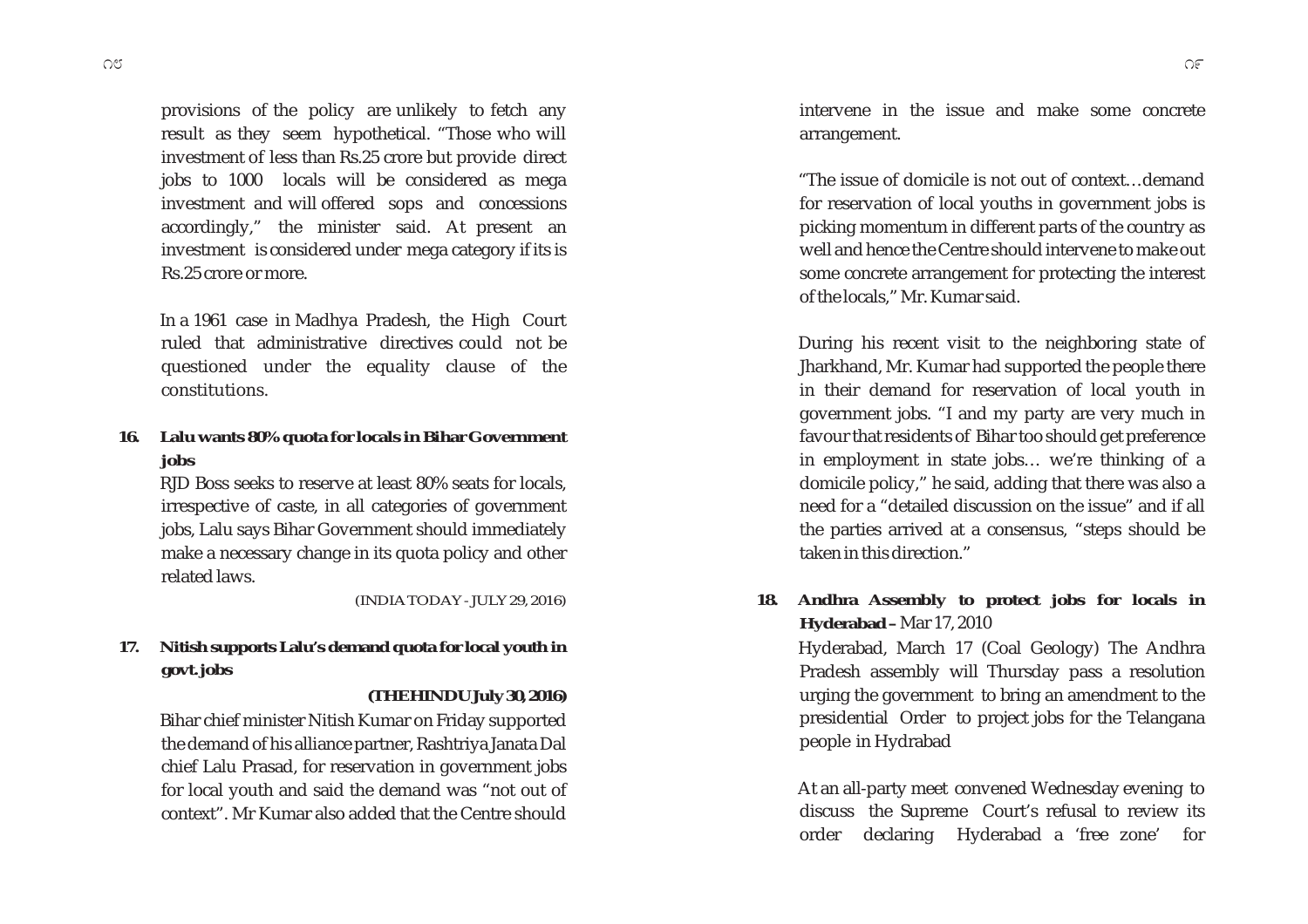provisions of the policy are unlikely to fetch any result as they seem hypothetical. "Those who will investment of less than Rs.25 crore but provide direct jobs to 1000 locals will be considered as mega investment and will offered sops and concessions accordingly," the minister said. At present an investment is considered under mega category if its is Rs.25 crore or more.

In a 1961 case in Madhya Pradesh, the High Court ruled that administrative directives could not be questioned under the equality clause of the constitutions.

**16. Lalu wants 80% quota for locals in Bihar Government jobs**

RJD Boss seeks to reserve at least 80% seats for locals, irrespective of caste, in all categories of government jobs, Lalu says Bihar Government should immediately make a necessary change in its quota policy and other related laws.

(INDIA TODAY - JULY 29, 2016)

**17. Nitish supports Lalu's demand quota for local youth in govt. jobs**

**(THE HINDU July 30, 2016)**

Bihar chief minister Nitish Kumar on Friday supported the demand of his alliance partner, Rashtriya Janata Dal chief Lalu Prasad, for reservation in government jobs for local youth and said the demand was "not out of context". Mr Kumar also added that the Centre should intervene in the issue and make some concrete arrangement.

"The issue of domicile is not out of context…demand for reservation of local youths in government jobs is picking momentum in different parts of the country as well and hence the Centre should intervene to make out some concrete arrangement for protecting the interest of the locals," Mr. Kumar said.

During his recent visit to the neighboring state of Jharkhand, Mr. Kumar had supported the people there in their demand for reservation of local youth in government jobs. "I and my party are very much in favour that residents of Bihar too should get preference in employment in state jobs… we're thinking of a domicile policy," he said, adding that there was also a need for a "detailed discussion on the issue" and if all the parties arrived at a consensus, "steps should be taken in this direction."

**18. Andhra Assembly to protect jobs for locals in Hyderabad –** Mar 17, 2010

Hyderabad, March 17 (Coal Geology) The Andhra Pradesh assembly will Thursday pass a resolution urging the government to bring an amendment to the presidential Order to project jobs for the Telangana people in Hydrabad

At an all-party meet convened Wednesday evening to discuss the Supreme Court's refusal to review its order declaring Hyderabad a 'free zone' for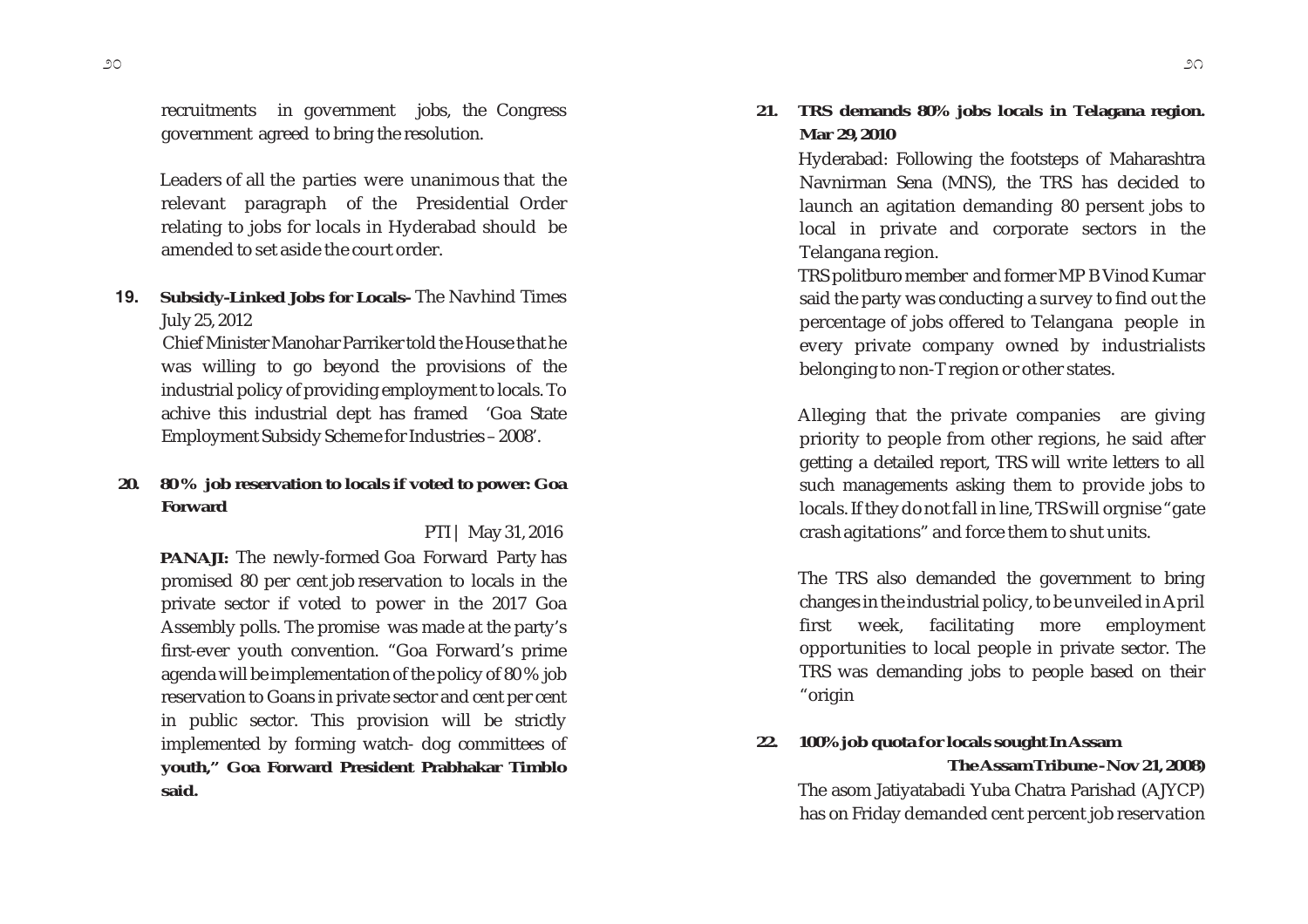recruitments in government jobs, the Congress government agreed to bring the resolution.

Leaders of all the parties were unanimous that the relevant paragraph of the Presidential Order relating to jobs for locals in Hyderabad should be amended to set aside the court order.

**19. Subsidy-Linked Jobs for Locals-** The Navhind Times July 25, 2012

Chief Minister Manohar Parriker told the House that he was willing to go beyond the provisions of the industrial policy of providing employment to locals. To achive this industrial dept has framed 'Goa State Employment Subsidy Scheme for Industries – 2008'.

**20. 80 % job reservation to locals if voted to power: Goa Forward**

PTI | May 31, 2016

**PANAJI:** The newly-formed Goa Forward Party has promised 80 per cent job reservation to locals in the private sector if voted to power in the 2017 Goa Assembly polls. The promise was made at the party's first-ever youth convention. "Goa Forward's prime agenda will be implementation of the policy of 80 % job reservation to Goans in private sector and cent per cent in public sector. This provision will be strictly implemented by forming watch- dog committees of **youth," Goa Forward President Prabhakar Timblo said.**

**21. TRS demands 80% jobs locals in Telagana region. Mar 29, 2010**

Hyderabad: Following the footsteps of Maharashtra Navnirman Sena (MNS), the TRS has decided to launch an agitation demanding 80 persent jobs to local in private and corporate sectors in the Telangana region.

TRS politburo member and former MP B Vinod Kumar said the party was conducting a survey to find out the percentage of jobs offered to Telangana people in every private company owned by industrialists belonging to non-T region or other states.

Alleging that the private companies are giving priority to people from other regions, he said after getting a detailed report, TRS will write letters to all such managements asking them to provide jobs to locals. If they do not fall in line, TRS will orgnise "gate crash agitations" and force them to shut units.

The TRS also demanded the government to bring changes in the industrial policy, to be unveiled in April first week, facilitating more employment opportunities to local people in private sector. The TRS was demanding jobs to people based on their "origin

**22. 100% job quota for locals sought In Assam**

**The Assam Tribune - Nov 21, 2008)**

The asom Jatiyatabadi Yuba Chatra Parishad (AJYCP) has on Friday demanded cent percent job reservation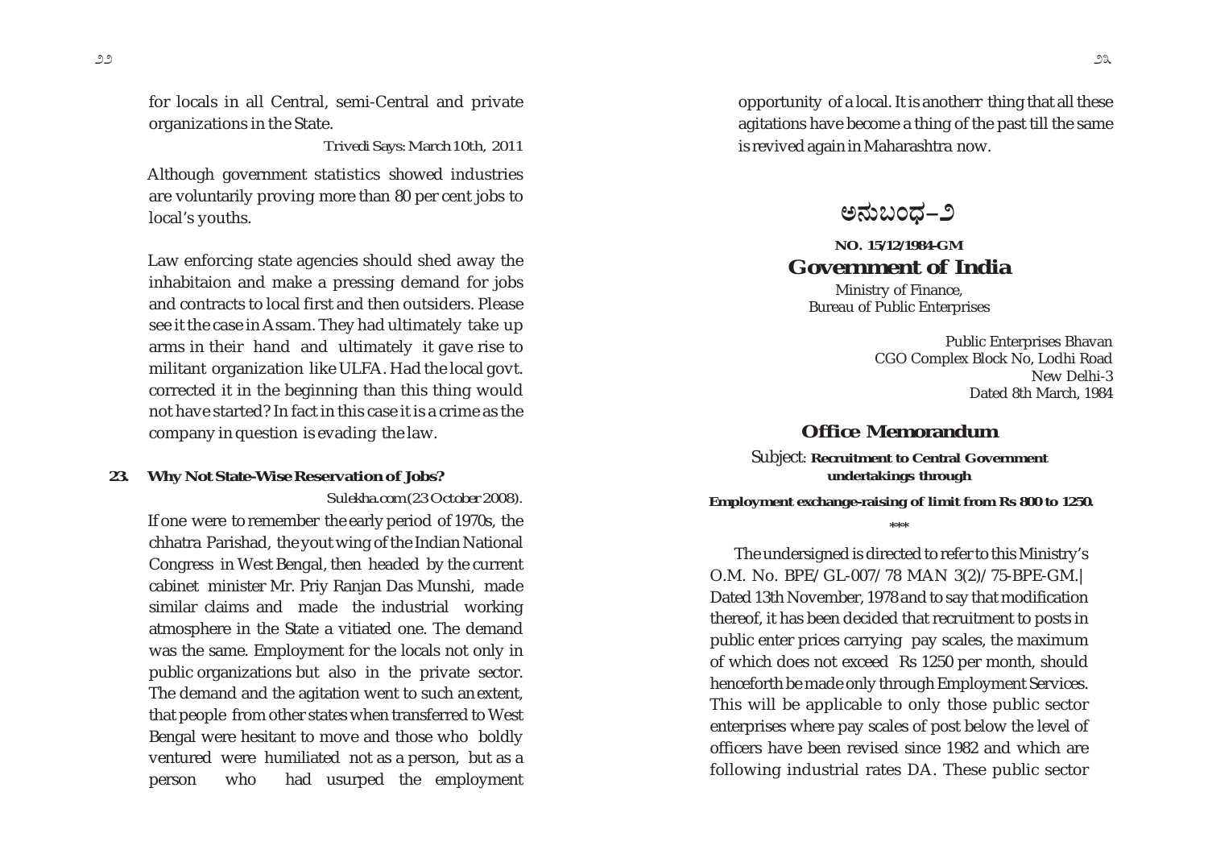for locals in all Central, semi-Central and private organizations in the State.

*Trivedi Says: March 10th, 2011*

Although government statistics showed industries are voluntarily proving more than 80 per cent jobs to local's youths.

Law enforcing state agencies should shed away the inhabitaion and make a pressing demand for jobs and contracts to local first and then outsiders. Please see it the case in Assam. They had ultimately take up arms in their hand and ultimately it gave rise to militant organization like ULFA. Had the local govt. corrected it in the beginning than this thing would not have started? In fact in this case it is a crime as the company in question is evading the law.

**23. Why Not State-Wise Reservation of Jobs?**

*Sulekha.com (23 October 2008).*

If one were to remember the early period of 1970s, the chhatra Parishad, the yout wing of the Indian National Congress in West Bengal, then headed by the current cabinet minister Mr. Priy Ranjan Das Munshi, made similar claims and made the industrial working atmosphere in the State a vitiated one. The demand was the same. Employment for the locals not only in public organizations but also in the private sector. The demand and the agitation went to such an extent, that people from other states when transferred to West Bengal were hesitant to move and those who boldly ventured were humiliated not as a person, but as a person who had usurped the employment opportunity of a local. It is anotherr thing that all these agitations have become a thing of the past till the same is revived again in Maharashtra now.

## ಅನುಬಂಧ–೨

**NO. 15/12/1984-GM**

## Government of India

Ministry of Finance,
Bureau of Public Enterprises

Public Enterprises Bhavan
CGO Complex Block No, Lodhi Road
New Delhi-3
Dated 8th March, 1984

### Office Memorandum

Subject: **Recruitment to Central Government undertakings through**

**Employment exchange-raising of limit from Rs 800 to 1250.**

\*\*\*

The undersigned is directed to refer to this Ministry's O.M. No. BPE/GL-007/78 MAN 3(2)/75-BPE-GM.| Dated 13th November, 1978 and to say that modification thereof, it has been decided that recruitment to posts in public enter prices carrying pay scales, the maximum of which does not exceed Rs 1250 per month, should henceforth be made only through Employment Services. This will be applicable to only those public sector enterprises where pay scales of post below the level of officers have been revised since 1982 and which are following industrial rates DA. These public sector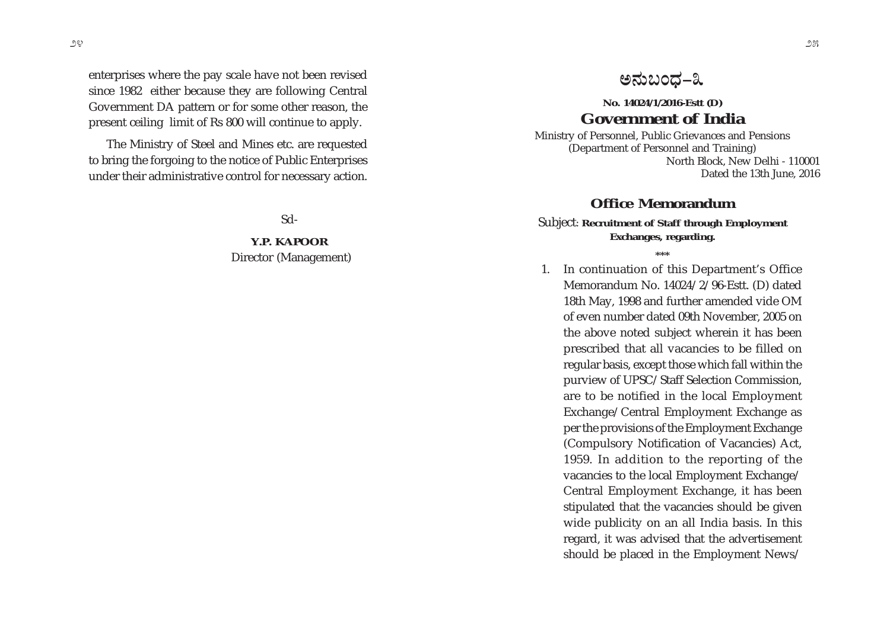enterprises where the pay scale have not been revised since 1982 either because they are following Central Government DA pattern or for some other reason, the present ceiling limit of Rs 800 will continue to apply.

The Ministry of Steel and Mines etc. are requested to bring the forgoing to the notice of Public Enterprises under their administrative control for necessary action.

Sd-

**Y.P. KAPOOR**
Director (Management)

# ಅನುಬಂಧ–೩

**No. 14024/1/2016-Estt (D)**

## Government of India

Ministry of Personnel, Public Grievances and Pensions
(Department of Personnel and Training)
North Block, New Delhi - 110001
Dated the 13th June, 2016

### Office Memorandum

Subject: **Recruitment of Staff through Employment Exchanges, regarding.**

\*\*\*

1. In continuation of this Department's Office Memorandum No. 14024/2/96-Estt. (D) dated 18th May, 1998 and further amended vide OM of even number dated 09th November, 2005 on the above noted subject wherein it has been prescribed that all vacancies to be filled on regular basis, except those which fall within the purview of UPSC/Staff Selection Commission, are to be notified in the local Employment Exchange/Central Employment Exchange as per the provisions of the Employment Exchange (Compulsory Notification of Vacancies) Act, 1959. In addition to the reporting of the vacancies to the local Employment Exchange/ Central Employment Exchange, it has been stipulated that the vacancies should be given wide publicity on an all India basis. In this regard, it was advised that the advertisement should be placed in the Employment News/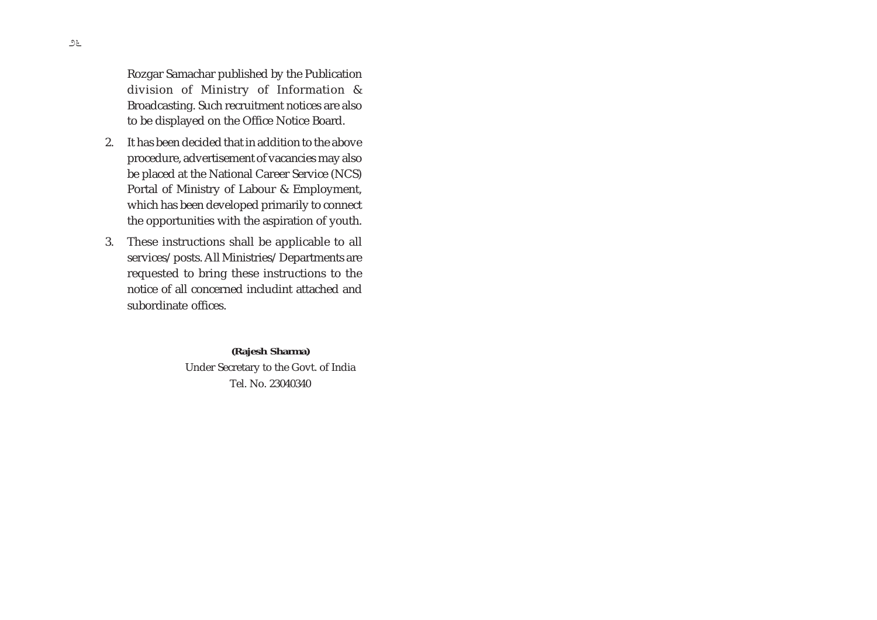Rozgar Samachar published by the Publication division of Ministry of Information & Broadcasting. Such recruitment notices are also to be displayed on the Office Notice Board.

2. It has been decided that in addition to the above procedure, advertisement of vacancies may also be placed at the National Career Service (NCS) Portal of Ministry of Labour & Employment, which has been developed primarily to connect the opportunities with the aspiration of youth.

3. These instructions shall be applicable to all services/posts. All Ministries/Departments are requested to bring these instructions to the notice of all concerned includint attached and subordinate offices.

**(Rajesh Sharma)**
Under Secretary to the Govt. of India
Tel. No. 23040340